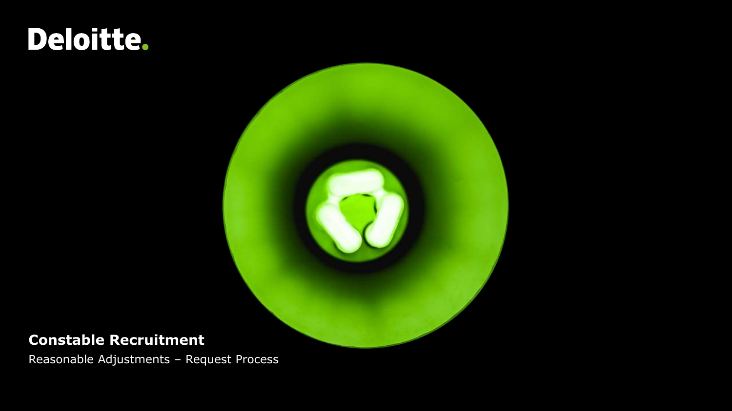Deloitte.

# Constable Recruitment

Reasonable Adjustments – Request Process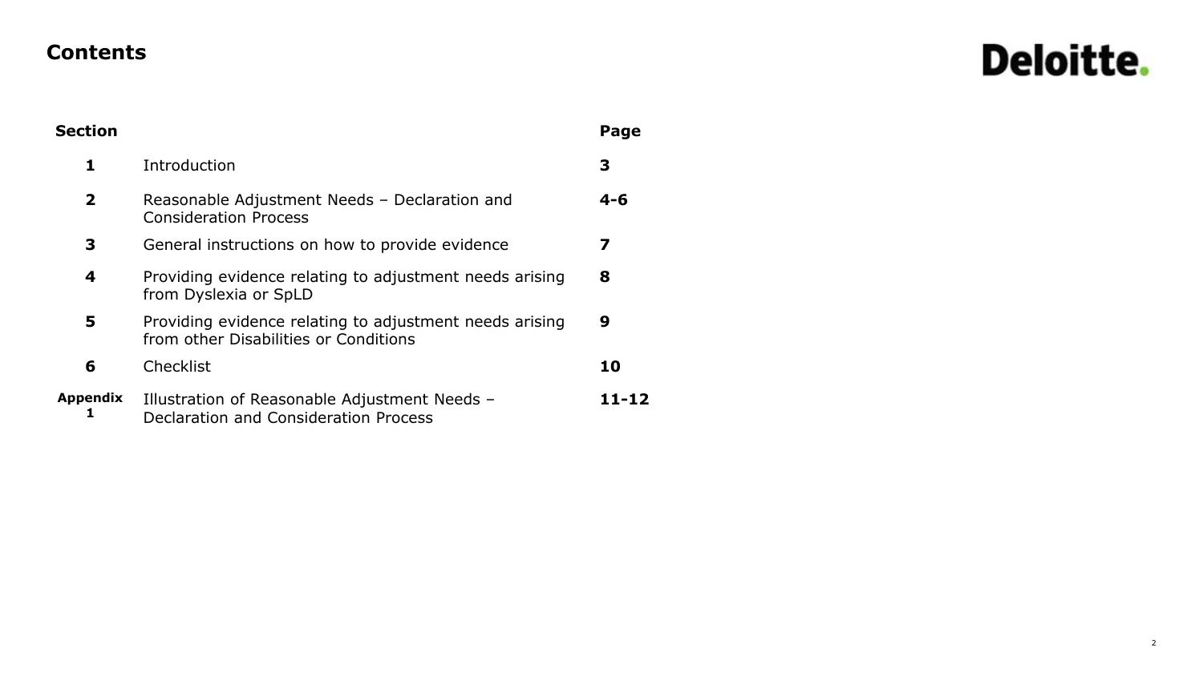# Contents

| Section | | Page |
|---|---|---|
| **1** | Introduction | **3** |
| **2** | Reasonable Adjustment Needs – Declaration and Consideration Process | **4-6** |
| **3** | General instructions on how to provide evidence | **7** |
| **4** | Providing evidence relating to adjustment needs arising from Dyslexia or SpLD | **8** |
| **5** | Providing evidence relating to adjustment needs arising from other Disabilities or Conditions | **9** |
| **6** | Checklist | **10** |
| **Appendix 1** | Illustration of Reasonable Adjustment Needs – Declaration and Consideration Process | **11-12** |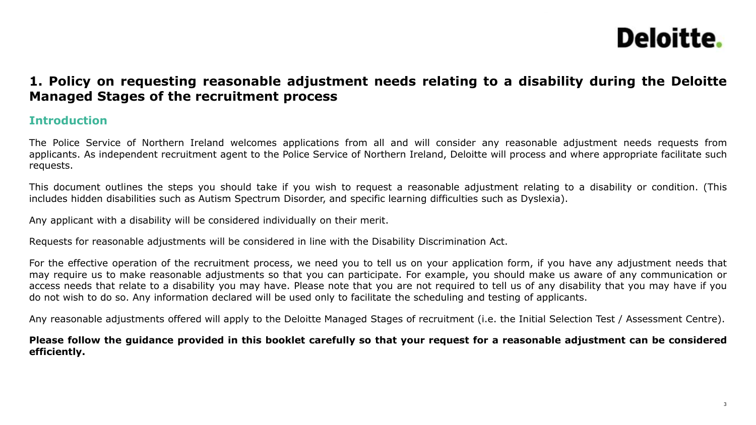# 1. Policy on requesting reasonable adjustment needs relating to a disability during the Deloitte Managed Stages of the recruitment process

## Introduction

The Police Service of Northern Ireland welcomes applications from all and will consider any reasonable adjustment needs requests from applicants. As independent recruitment agent to the Police Service of Northern Ireland, Deloitte will process and where appropriate facilitate such requests.

This document outlines the steps you should take if you wish to request a reasonable adjustment relating to a disability or condition. (This includes hidden disabilities such as Autism Spectrum Disorder, and specific learning difficulties such as Dyslexia).

Any applicant with a disability will be considered individually on their merit.

Requests for reasonable adjustments will be considered in line with the Disability Discrimination Act.

For the effective operation of the recruitment process, we need you to tell us on your application form, if you have any adjustment needs that may require us to make reasonable adjustments so that you can participate. For example, you should make us aware of any communication or access needs that relate to a disability you may have. Please note that you are not required to tell us of any disability that you may have if you do not wish to do so. Any information declared will be used only to facilitate the scheduling and testing of applicants.

Any reasonable adjustments offered will apply to the Deloitte Managed Stages of recruitment (i.e. the Initial Selection Test / Assessment Centre).

**Please follow the guidance provided in this booklet carefully so that your request for a reasonable adjustment can be considered efficiently.**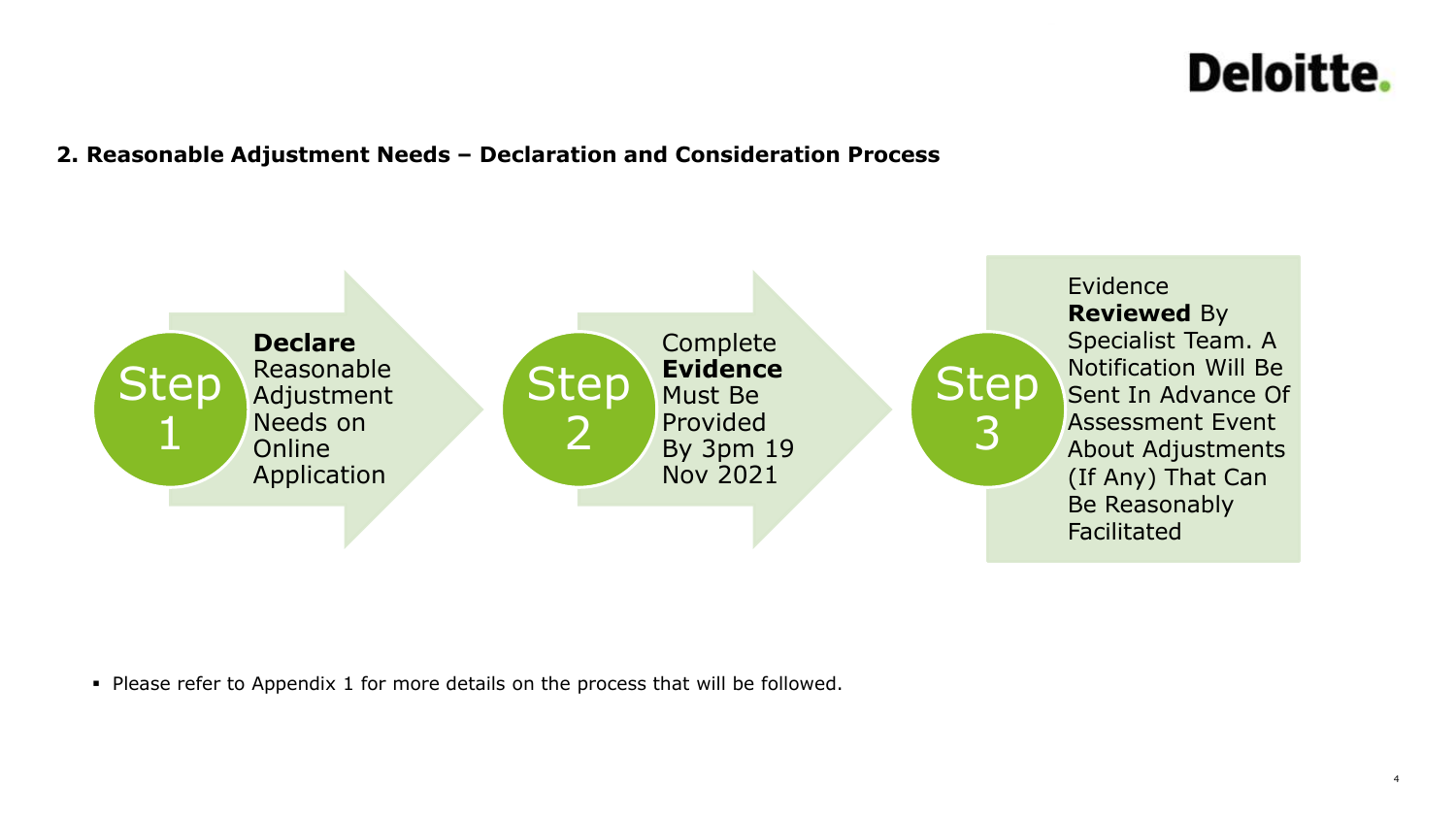## 2. Reasonable Adjustment Needs – Declaration and Consideration Process

**Step 1:** **Declare** Reasonable Adjustment Needs on Online Application

**Step 2:** Complete **Evidence** Must Be Provided By 3pm 19 Nov 2021

**Step 3:** Evidence **Reviewed** By Specialist Team. A Notification Will Be Sent In Advance Of Assessment Event About Adjustments (If Any) That Can Be Reasonably Facilitated

- Please refer to Appendix 1 for more details on the process that will be followed.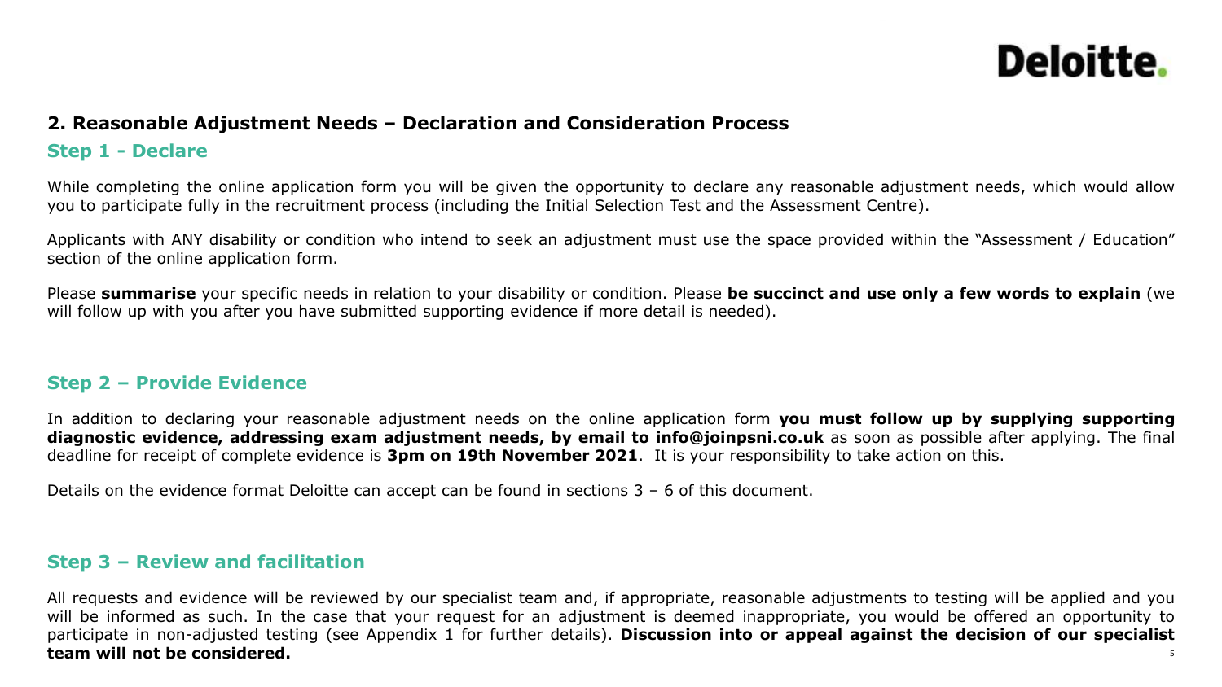## 2. Reasonable Adjustment Needs – Declaration and Consideration Process

### Step 1 - Declare

While completing the online application form you will be given the opportunity to declare any reasonable adjustment needs, which would allow you to participate fully in the recruitment process (including the Initial Selection Test and the Assessment Centre).

Applicants with ANY disability or condition who intend to seek an adjustment must use the space provided within the "Assessment / Education" section of the online application form.

Please **summarise** your specific needs in relation to your disability or condition. Please **be succinct and use only a few words to explain** (we will follow up with you after you have submitted supporting evidence if more detail is needed).

### Step 2 – Provide Evidence

In addition to declaring your reasonable adjustment needs on the online application form **you must follow up by supplying supporting diagnostic evidence, addressing exam adjustment needs, by email to info@joinpsni.co.uk** as soon as possible after applying. The final deadline for receipt of complete evidence is **3pm on 19th November 2021**. It is your responsibility to take action on this.

Details on the evidence format Deloitte can accept can be found in sections 3 – 6 of this document.

### Step 3 – Review and facilitation

All requests and evidence will be reviewed by our specialist team and, if appropriate, reasonable adjustments to testing will be applied and you will be informed as such. In the case that your request for an adjustment is deemed inappropriate, you would be offered an opportunity to participate in non-adjusted testing (see Appendix 1 for further details). **Discussion into or appeal against the decision of our specialist team will not be considered.**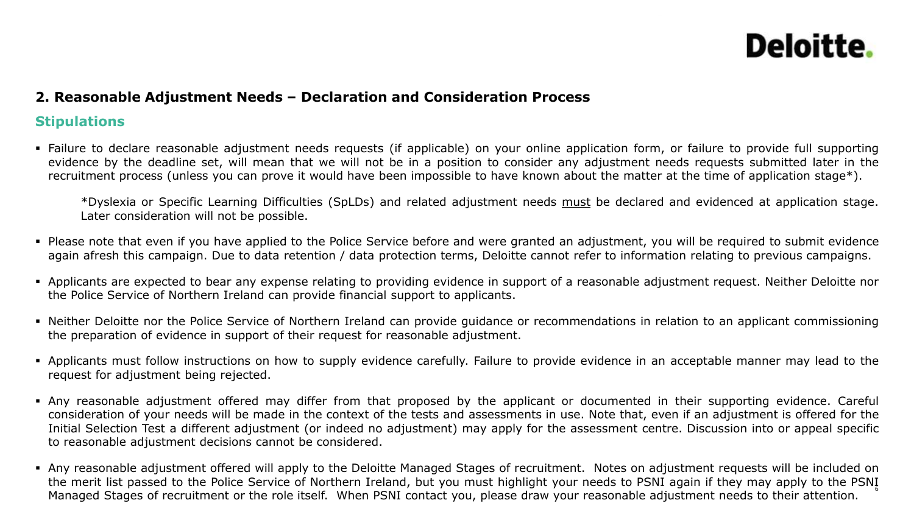## 2. Reasonable Adjustment Needs – Declaration and Consideration Process

### Stipulations

- Failure to declare reasonable adjustment needs requests (if applicable) on your online application form, or failure to provide full supporting evidence by the deadline set, will mean that we will not be in a position to consider any adjustment needs requests submitted later in the recruitment process (unless you can prove it would have been impossible to have known about the matter at the time of application stage*).

  *Dyslexia or Specific Learning Difficulties (SpLDs) and related adjustment needs must be declared and evidenced at application stage. Later consideration will not be possible.

- Please note that even if you have applied to the Police Service before and were granted an adjustment, you will be required to submit evidence again afresh this campaign. Due to data retention / data protection terms, Deloitte cannot refer to information relating to previous campaigns.

- Applicants are expected to bear any expense relating to providing evidence in support of a reasonable adjustment request. Neither Deloitte nor the Police Service of Northern Ireland can provide financial support to applicants.

- Neither Deloitte nor the Police Service of Northern Ireland can provide guidance or recommendations in relation to an applicant commissioning the preparation of evidence in support of their request for reasonable adjustment.

- Applicants must follow instructions on how to supply evidence carefully. Failure to provide evidence in an acceptable manner may lead to the request for adjustment being rejected.

- Any reasonable adjustment offered may differ from that proposed by the applicant or documented in their supporting evidence. Careful consideration of your needs will be made in the context of the tests and assessments in use. Note that, even if an adjustment is offered for the Initial Selection Test a different adjustment (or indeed no adjustment) may apply for the assessment centre. Discussion into or appeal specific to reasonable adjustment decisions cannot be considered.

- Any reasonable adjustment offered will apply to the Deloitte Managed Stages of recruitment. Notes on adjustment requests will be included on the merit list passed to the Police Service of Northern Ireland, but you must highlight your needs to PSNI again if they may apply to the PSNI Managed Stages of recruitment or the role itself. When PSNI contact you, please draw your reasonable adjustment needs to their attention.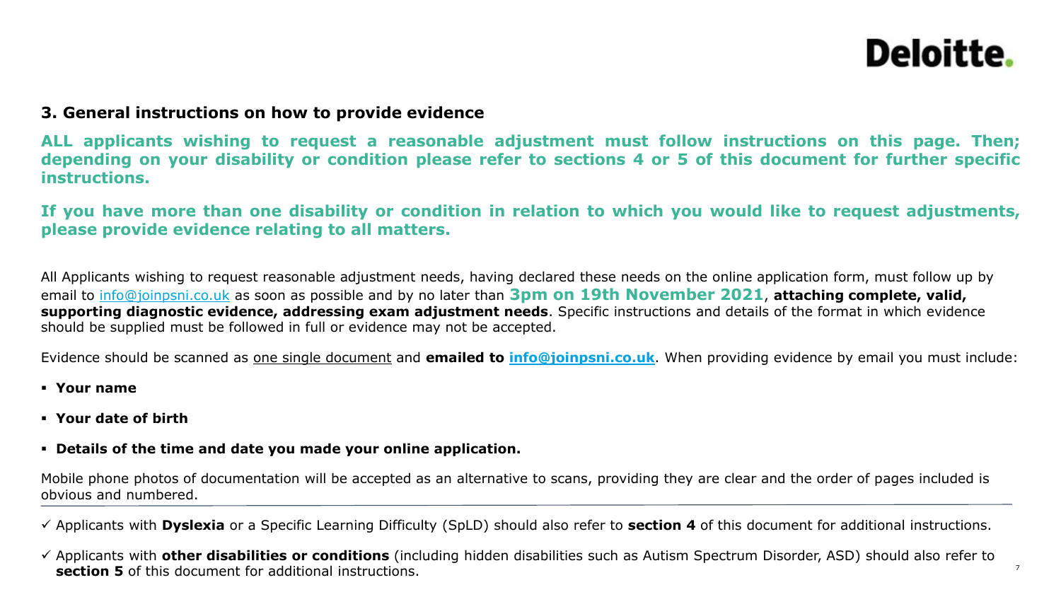## 3. General instructions on how to provide evidence

**ALL applicants wishing to request a reasonable adjustment must follow instructions on this page. Then; depending on your disability or condition please refer to sections 4 or 5 of this document for further specific instructions.**

**If you have more than one disability or condition in relation to which you would like to request adjustments, please provide evidence relating to all matters.**

All Applicants wishing to request reasonable adjustment needs, having declared these needs on the online application form, must follow up by email to info@joinpsni.co.uk as soon as possible and by no later than **3pm on 19th November 2021**, **attaching complete, valid, supporting diagnostic evidence, addressing exam adjustment needs**. Specific instructions and details of the format in which evidence should be supplied must be followed in full or evidence may not be accepted.

Evidence should be scanned as one single document and **emailed to info@joinpsni.co.uk**. When providing evidence by email you must include:

- **Your name**
- **Your date of birth**
- **Details of the time and date you made your online application.**

Mobile phone photos of documentation will be accepted as an alternative to scans, providing they are clear and the order of pages included is obvious and numbered.

---

- ✓ Applicants with **Dyslexia** or a Specific Learning Difficulty (SpLD) should also refer to **section 4** of this document for additional instructions.
- ✓ Applicants with **other disabilities or conditions** (including hidden disabilities such as Autism Spectrum Disorder, ASD) should also refer to **section 5** of this document for additional instructions.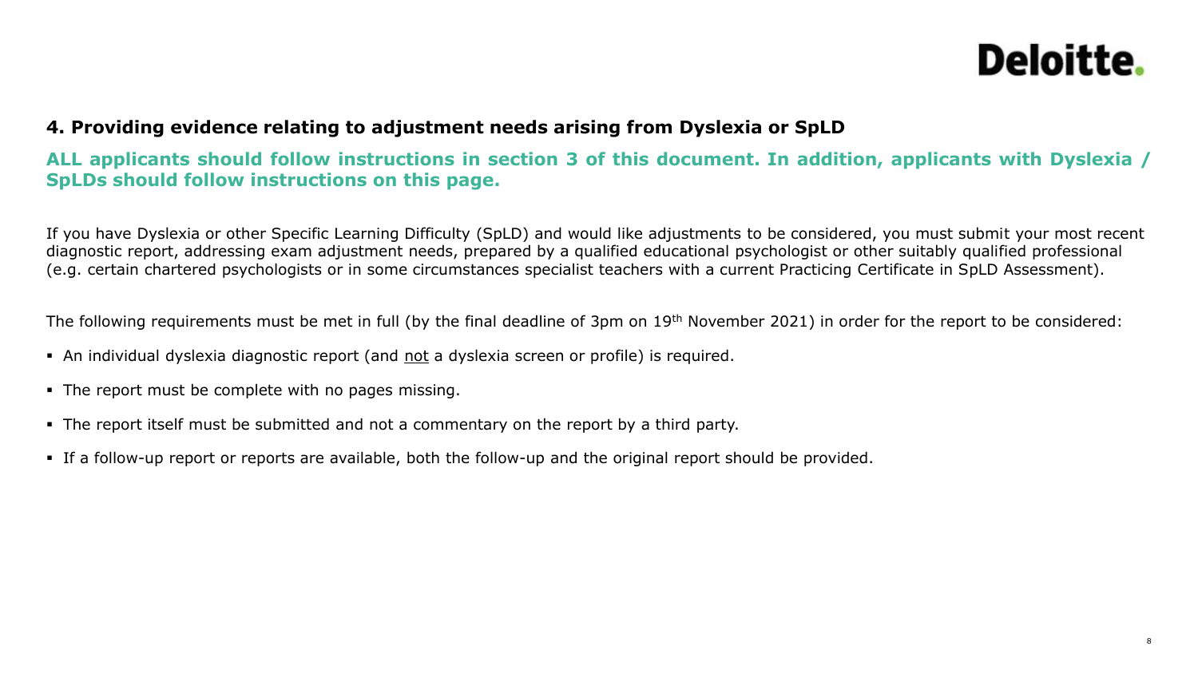## 4. Providing evidence relating to adjustment needs arising from Dyslexia or SpLD

**ALL applicants should follow instructions in section 3 of this document. In addition, applicants with Dyslexia / SpLDs should follow instructions on this page.**

If you have Dyslexia or other Specific Learning Difficulty (SpLD) and would like adjustments to be considered, you must submit your most recent diagnostic report, addressing exam adjustment needs, prepared by a qualified educational psychologist or other suitably qualified professional (e.g. certain chartered psychologists or in some circumstances specialist teachers with a current Practicing Certificate in SpLD Assessment).

The following requirements must be met in full (by the final deadline of 3pm on 19th November 2021) in order for the report to be considered:

- An individual dyslexia diagnostic report (and <u>not</u> a dyslexia screen or profile) is required.
- The report must be complete with no pages missing.
- The report itself must be submitted and not a commentary on the report by a third party.
- If a follow-up report or reports are available, both the follow-up and the original report should be provided.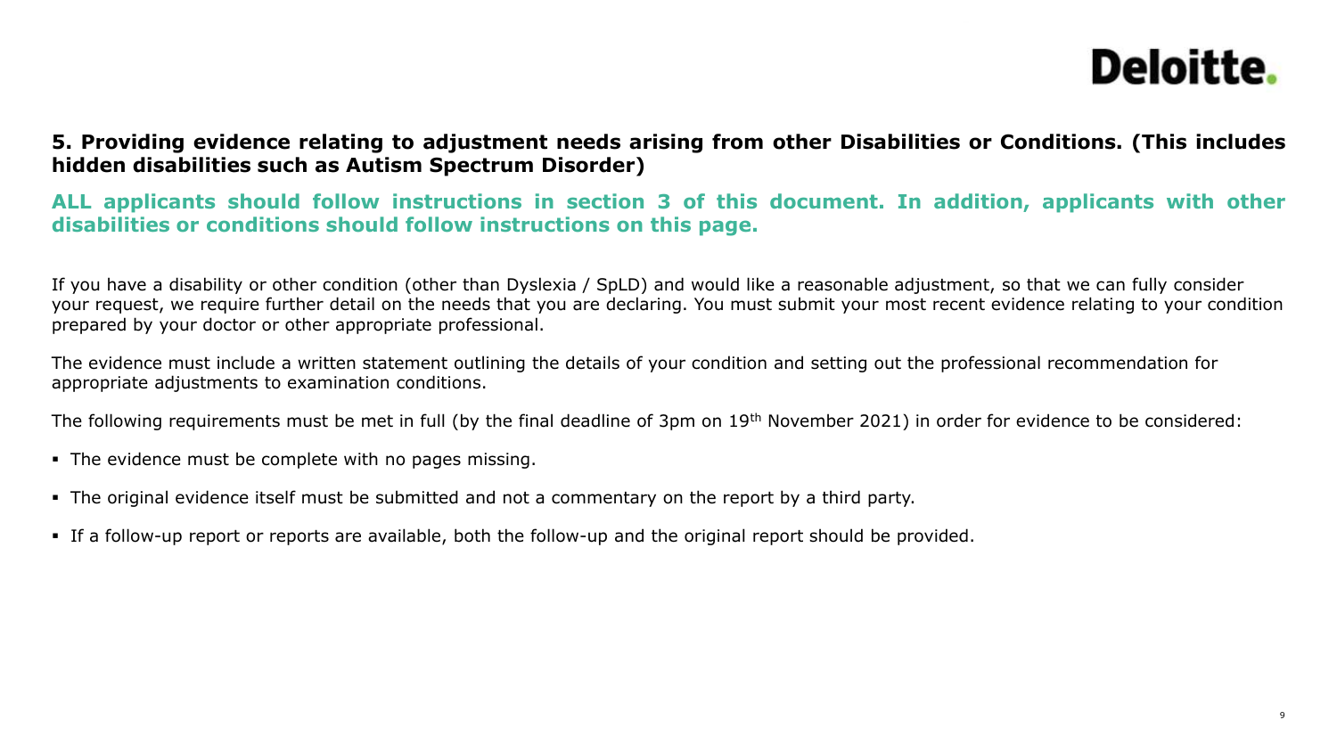## 5. Providing evidence relating to adjustment needs arising from other Disabilities or Conditions. (This includes hidden disabilities such as Autism Spectrum Disorder)

**ALL applicants should follow instructions in section 3 of this document. In addition, applicants with other disabilities or conditions should follow instructions on this page.**

If you have a disability or other condition (other than Dyslexia / SpLD) and would like a reasonable adjustment, so that we can fully consider your request, we require further detail on the needs that you are declaring. You must submit your most recent evidence relating to your condition prepared by your doctor or other appropriate professional.

The evidence must include a written statement outlining the details of your condition and setting out the professional recommendation for appropriate adjustments to examination conditions.

The following requirements must be met in full (by the final deadline of 3pm on 19th November 2021) in order for evidence to be considered:

- The evidence must be complete with no pages missing.
- The original evidence itself must be submitted and not a commentary on the report by a third party.
- If a follow-up report or reports are available, both the follow-up and the original report should be provided.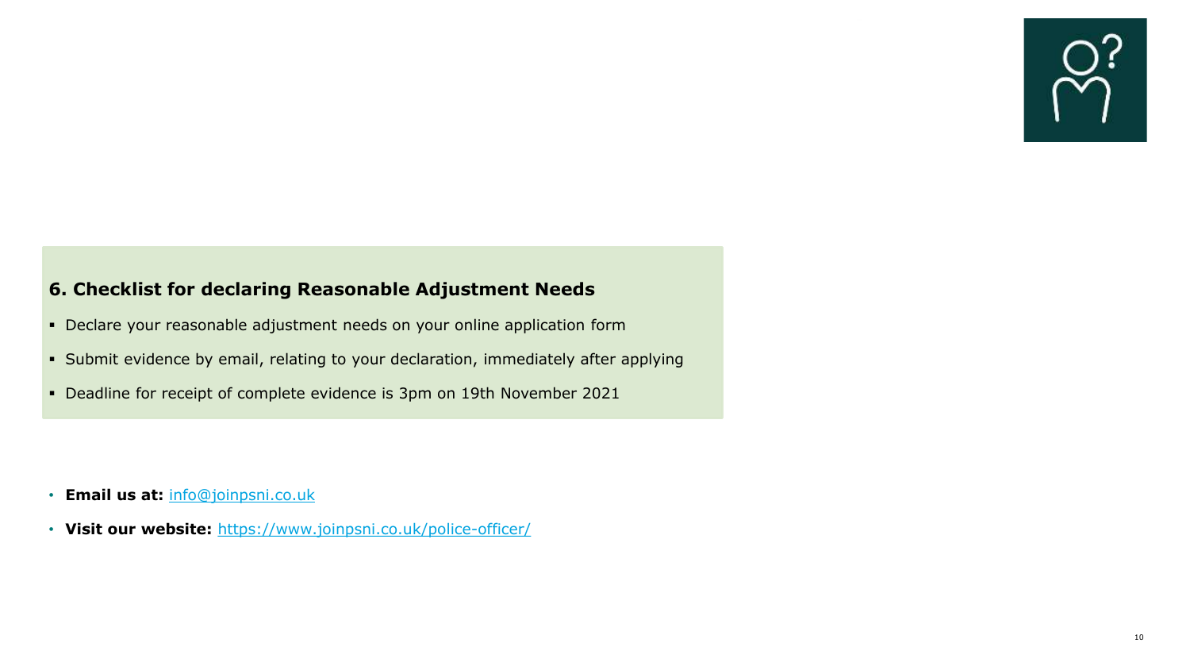## 6. Checklist for declaring Reasonable Adjustment Needs

- Declare your reasonable adjustment needs on your online application form
- Submit evidence by email, relating to your declaration, immediately after applying
- Deadline for receipt of complete evidence is 3pm on 19th November 2021

- **Email us at:** info@joinpsni.co.uk
- **Visit our website:** https://www.joinpsni.co.uk/police-officer/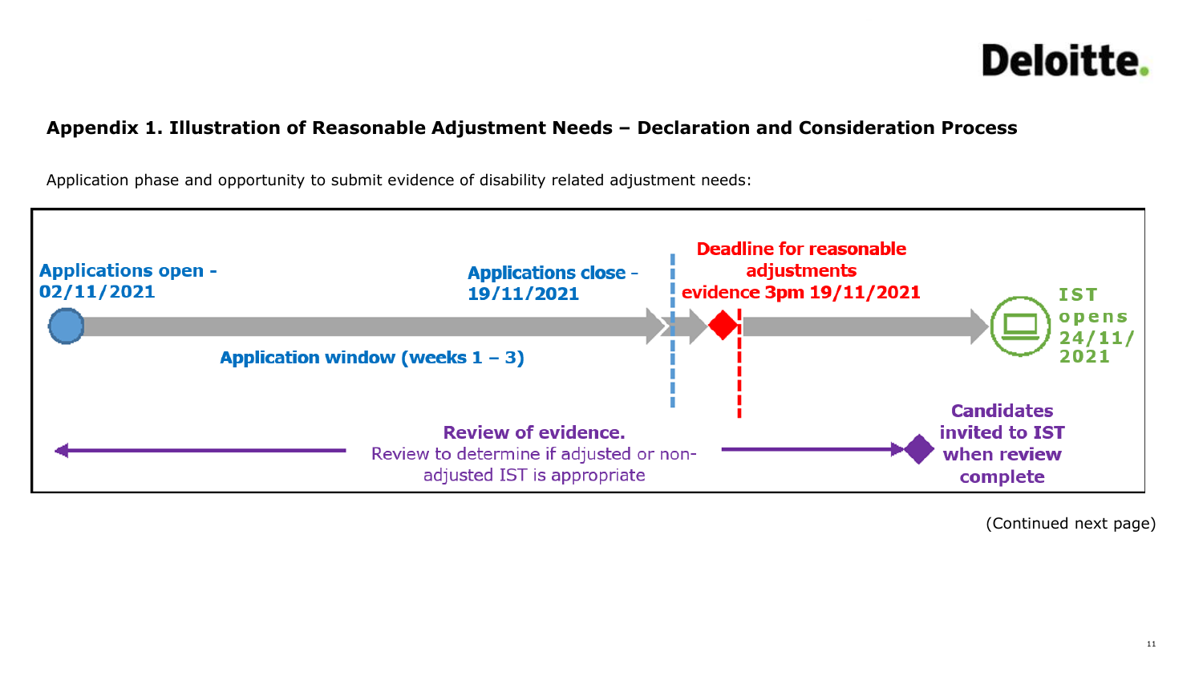## Appendix 1. Illustration of Reasonable Adjustment Needs – Declaration and Consideration Process

Application phase and opportunity to submit evidence of disability related adjustment needs:

**Applications open - 02/11/2021**

**Application window (weeks 1 – 3)**

**Applications close - 19/11/2021**

**Deadline for reasonable adjustments evidence 3pm 19/11/2021**

**IST opens 24/11/2021**

**Review of evidence.**
Review to determine if adjusted or non-adjusted IST is appropriate

**Candidates invited to IST when review complete**

(Continued next page)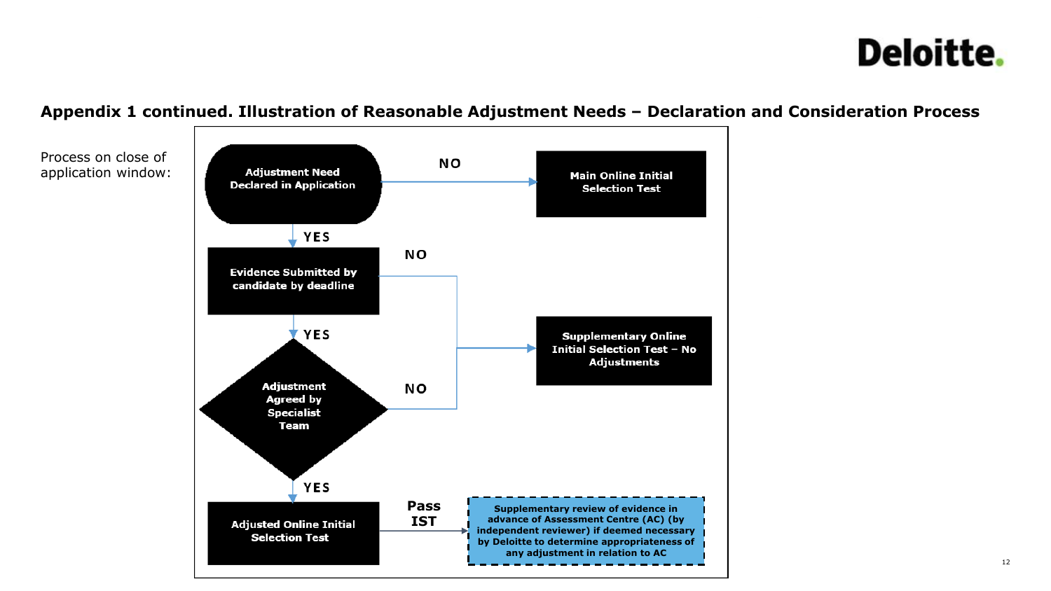## Appendix 1 continued. Illustration of Reasonable Adjustment Needs – Declaration and Consideration Process

Process on close of application window:

Adjustment Need Declared in Application

NO

Main Online Initial Selection Test

YES

Evidence Submitted by candidate by deadline

NO

YES

Supplementary Online Initial Selection Test – No Adjustments

Adjustment Agreed by Specialist Team

NO

YES

Adjusted Online Initial Selection Test

Pass IST

Supplementary review of evidence in advance of Assessment Centre (AC) (by independent reviewer) if deemed necessary by Deloitte to determine appropriateness of any adjustment in relation to AC